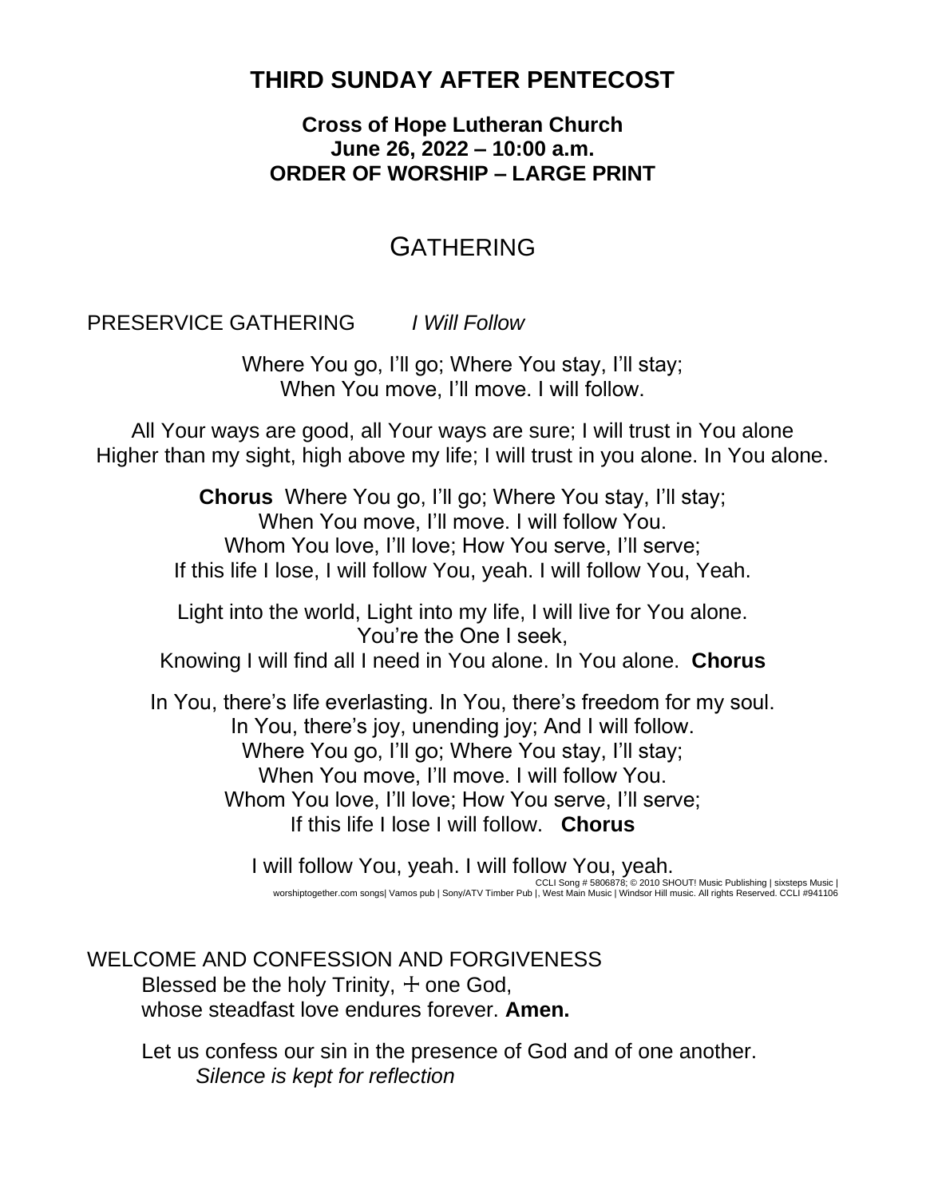# THIRD SUNDAY AFTER PENTECOST

**Cross of Hope Lutheran Church**
**June 26, 2022 – 10:00 a.m.**
**ORDER OF WORSHIP – LARGE PRINT**

## GATHERING

PRESERVICE GATHERING *I Will Follow*

Where You go, I'll go; Where You stay, I'll stay;
When You move, I'll move. I will follow.

All Your ways are good, all Your ways are sure; I will trust in You alone
Higher than my sight, high above my life; I will trust in you alone. In You alone.

**Chorus** Where You go, I'll go; Where You stay, I'll stay;
When You move, I'll move. I will follow You.
Whom You love, I'll love; How You serve, I'll serve;
If this life I lose, I will follow You, yeah. I will follow You, Yeah.

Light into the world, Light into my life, I will live for You alone.
You're the One I seek,
Knowing I will find all I need in You alone. In You alone. **Chorus**

In You, there's life everlasting. In You, there's freedom for my soul.
In You, there's joy, unending joy; And I will follow.
Where You go, I'll go; Where You stay, I'll stay;
When You move, I'll move. I will follow You.
Whom You love, I'll love; How You serve, I'll serve;
If this life I lose I will follow. **Chorus**

I will follow You, yeah. I will follow You, yeah.

CCLI Song # 5806878; © 2010 SHOUT! Music Publishing | sixsteps Music | worshiptogether.com songs| Vamos pub | Sony/ATV Timber Pub |, West Main Music | Windsor Hill music. All rights Reserved. CCLI #941106

WELCOME AND CONFESSION AND FORGIVENESS

Blessed be the holy Trinity, ☩ one God,
whose steadfast love endures forever. **Amen.**

Let us confess our sin in the presence of God and of one another.

*Silence is kept for reflection*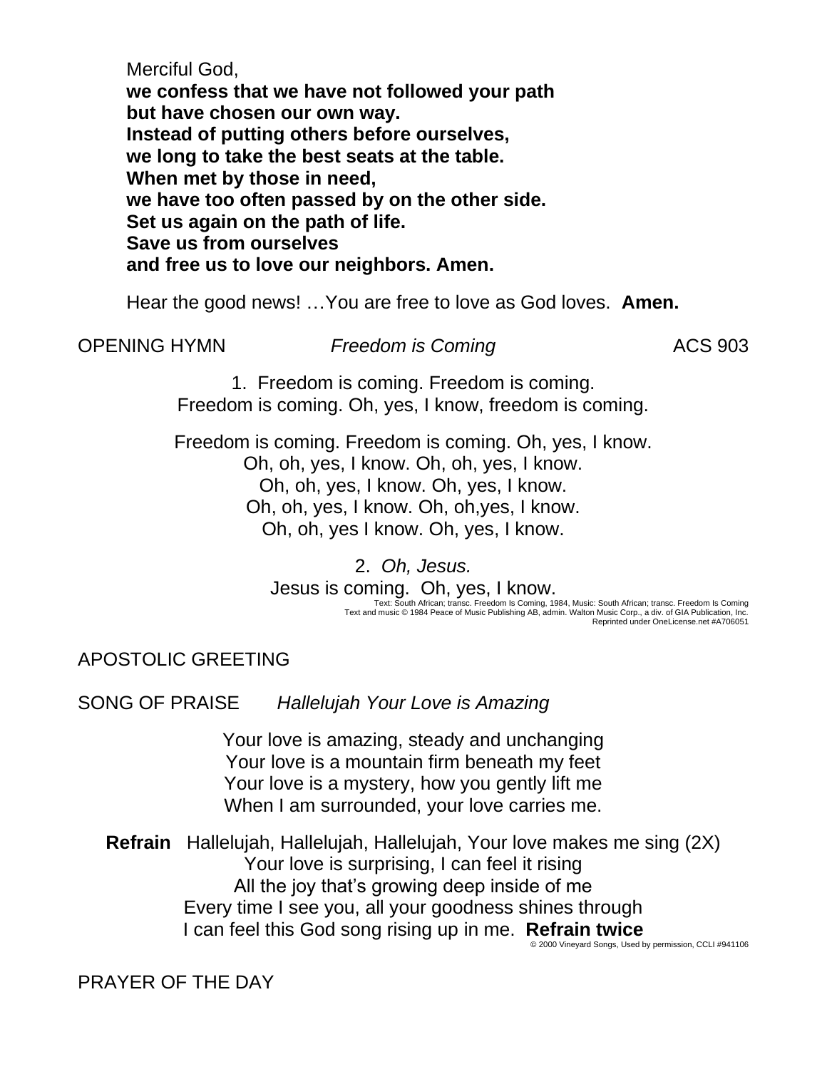Merciful God,
**we confess that we have not followed your path**
**but have chosen our own way.**
**Instead of putting others before ourselves,**
**we long to take the best seats at the table.**
**When met by those in need,**
**we have too often passed by on the other side.**
**Set us again on the path of life.**
**Save us from ourselves**
**and free us to love our neighbors. Amen.**

Hear the good news! …You are free to love as God loves. **Amen.**

OPENING HYMN *Freedom is Coming* ACS 903

1. Freedom is coming. Freedom is coming.
Freedom is coming. Oh, yes, I know, freedom is coming.

Freedom is coming. Freedom is coming. Oh, yes, I know.
Oh, oh, yes, I know. Oh, oh, yes, I know.
Oh, oh, yes, I know. Oh, yes, I know.
Oh, oh, yes, I know. Oh, oh,yes, I know.
Oh, oh, yes I know. Oh, yes, I know.

2. *Oh, Jesus.*
Jesus is coming. Oh, yes, I know.

Text: South African; transc. Freedom Is Coming, 1984, Music: South African; transc. Freedom Is Coming
Text and music © 1984 Peace of Music Publishing AB, admin. Walton Music Corp., a div. of GIA Publication, Inc.
Reprinted under OneLicense.net #A706051

APOSTOLIC GREETING

SONG OF PRAISE *Hallelujah Your Love is Amazing*

Your love is amazing, steady and unchanging
Your love is a mountain firm beneath my feet
Your love is a mystery, how you gently lift me
When I am surrounded, your love carries me.

**Refrain** Hallelujah, Hallelujah, Hallelujah, Your love makes me sing (2X)

Your love is surprising, I can feel it rising
All the joy that's growing deep inside of me
Every time I see you, all your goodness shines through
I can feel this God song rising up in me. **Refrain twice**

© 2000 Vineyard Songs, Used by permission, CCLI #941106

PRAYER OF THE DAY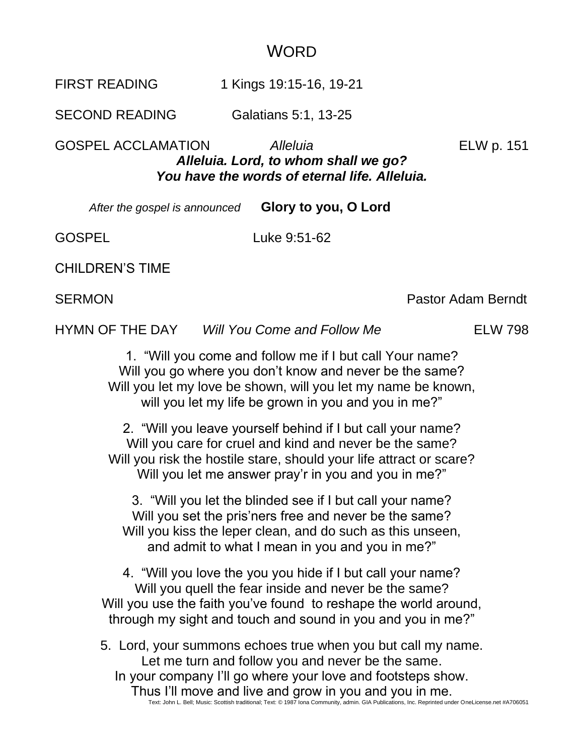# WORD

FIRST READING 1 Kings 19:15-16, 19-21

SECOND READING Galatians 5:1, 13-25

GOSPEL ACCLAMATION *Alleluia* ELW p. 151

***Alleluia. Lord, to whom shall we go?***
***You have the words of eternal life. Alleluia.***

*After the gospel is announced* **Glory to you, O Lord**

GOSPEL Luke 9:51-62

CHILDREN'S TIME

SERMON Pastor Adam Berndt

HYMN OF THE DAY *Will You Come and Follow Me* ELW 798

1. "Will you come and follow me if I but call Your name?
Will you go where you don't know and never be the same?
Will you let my love be shown, will you let my name be known,
will you let my life be grown in you and you in me?"

2. "Will you leave yourself behind if I but call your name?
Will you care for cruel and kind and never be the same?
Will you risk the hostile stare, should your life attract or scare?
Will you let me answer pray'r in you and you in me?"

3. "Will you let the blinded see if I but call your name?
Will you set the pris'ners free and never be the same?
Will you kiss the leper clean, and do such as this unseen,
and admit to what I mean in you and you in me?"

4. "Will you love the you you hide if I but call your name?
Will you quell the fear inside and never be the same?
Will you use the faith you've found to reshape the world around,
through my sight and touch and sound in you and you in me?"

5. Lord, your summons echoes true when you but call my name.
Let me turn and follow you and never be the same.
In your company I'll go where your love and footsteps show.
Thus I'll move and live and grow in you and you in me.

Text: John L. Bell; Music: Scottish traditional; Text: © 1987 Iona Community, admin. GIA Publications, Inc. Reprinted under OneLicense.net #A706051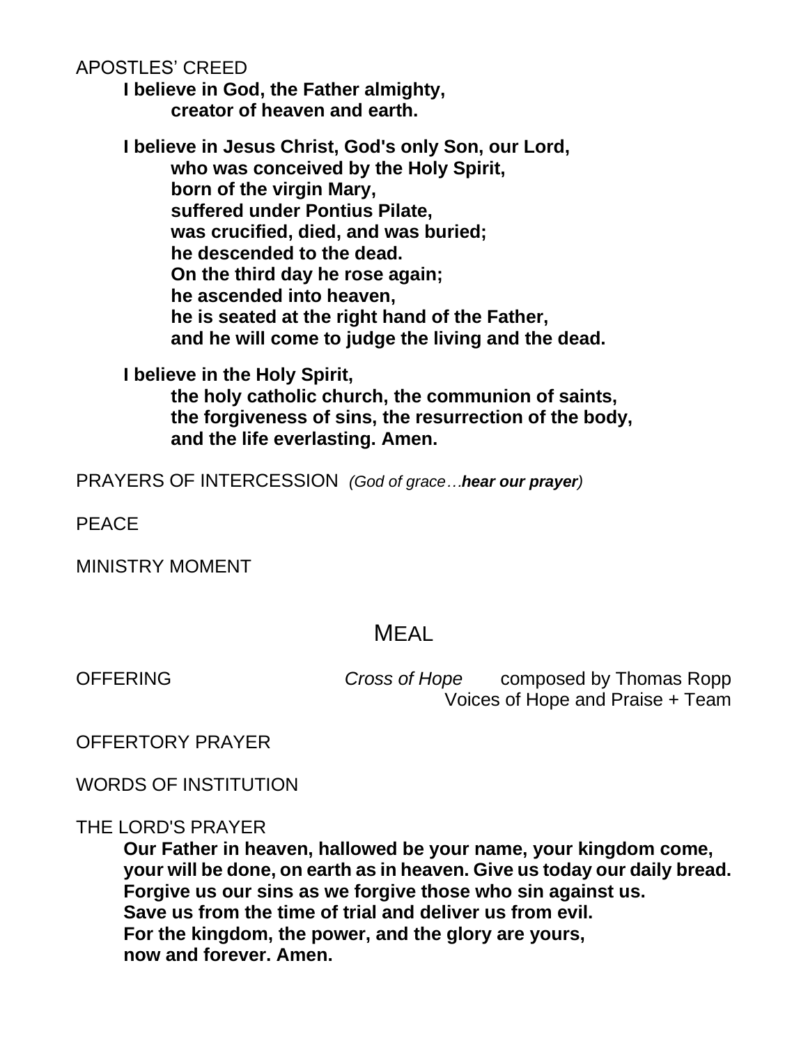APOSTLES' CREED

**I believe in God, the Father almighty,**
**creator of heaven and earth.**

**I believe in Jesus Christ, God's only Son, our Lord,**
**who was conceived by the Holy Spirit,**
**born of the virgin Mary,**
**suffered under Pontius Pilate,**
**was crucified, died, and was buried;**
**he descended to the dead.**
**On the third day he rose again;**
**he ascended into heaven,**
**he is seated at the right hand of the Father,**
**and he will come to judge the living and the dead.**

**I believe in the Holy Spirit,**
**the holy catholic church, the communion of saints,**
**the forgiveness of sins, the resurrection of the body,**
**and the life everlasting. Amen.**

PRAYERS OF INTERCESSION *(God of grace…**hear our prayer**)*

PEACE

MINISTRY MOMENT

## MEAL

OFFERING *Cross of Hope* composed by Thomas Ropp
Voices of Hope and Praise + Team

OFFERTORY PRAYER

WORDS OF INSTITUTION

THE LORD'S PRAYER

**Our Father in heaven, hallowed be your name, your kingdom come,**
**your will be done, on earth as in heaven. Give us today our daily bread.**
**Forgive us our sins as we forgive those who sin against us.**
**Save us from the time of trial and deliver us from evil.**
**For the kingdom, the power, and the glory are yours,**
**now and forever. Amen.**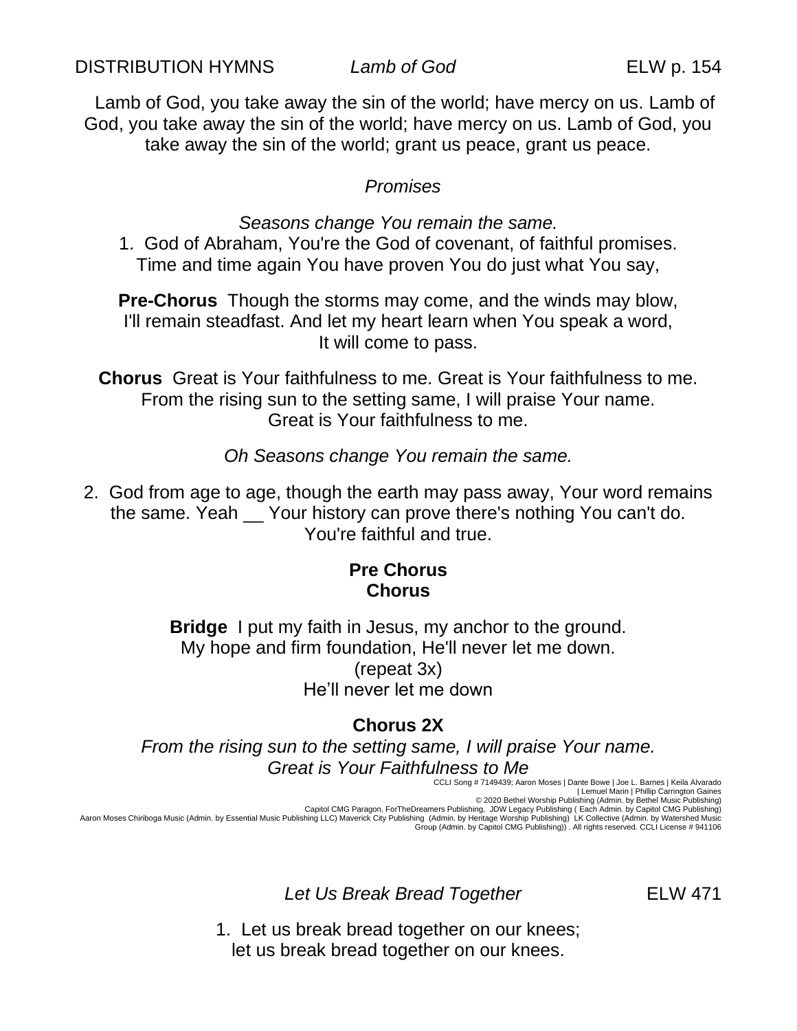DISTRIBUTION HYMNS *Lamb of God* ELW p. 154

Lamb of God, you take away the sin of the world; have mercy on us. Lamb of God, you take away the sin of the world; have mercy on us. Lamb of God, you take away the sin of the world; grant us peace, grant us peace.

*Promises*

*Seasons change You remain the same.*

1. God of Abraham, You're the God of covenant, of faithful promises. Time and time again You have proven You do just what You say,

**Pre-Chorus** Though the storms may come, and the winds may blow, I'll remain steadfast. And let my heart learn when You speak a word, It will come to pass.

**Chorus** Great is Your faithfulness to me. Great is Your faithfulness to me. From the rising sun to the setting same, I will praise Your name. Great is Your faithfulness to me.

*Oh Seasons change You remain the same.*

2. God from age to age, though the earth may pass away, Your word remains the same. Yeah __ Your history can prove there's nothing You can't do. You're faithful and true.

**Pre Chorus**
**Chorus**

**Bridge** I put my faith in Jesus, my anchor to the ground. My hope and firm foundation, He'll never let me down.
(repeat 3x)
He'll never let me down

**Chorus 2X**

*From the rising sun to the setting same, I will praise Your name.*
*Great is Your Faithfulness to Me*

CCLI Song # 7149439; Aaron Moses | Dante Bowe | Joe L. Barnes | Keila Alvarado | Lemuel Marin | Phillip Carrington Gaines
© 2020 Bethel Worship Publishing (Admin. by Bethel Music Publishing)
Capitol CMG Paragon, ForTheDreamers Publishing, JDW Legacy Publishing ( Each Admin. by Capitol CMG Publishing)
Aaron Moses Chiriboga Music (Admin. by Essential Music Publishing LLC) Maverick City Publishing (Admin. by Heritage Worship Publishing) LK Collective (Admin. by Watershed Music Group (Admin. by Capitol CMG Publishing)) . All rights reserved. CCLI License # 941106

*Let Us Break Bread Together* ELW 471

1. Let us break bread together on our knees;
let us break bread together on our knees.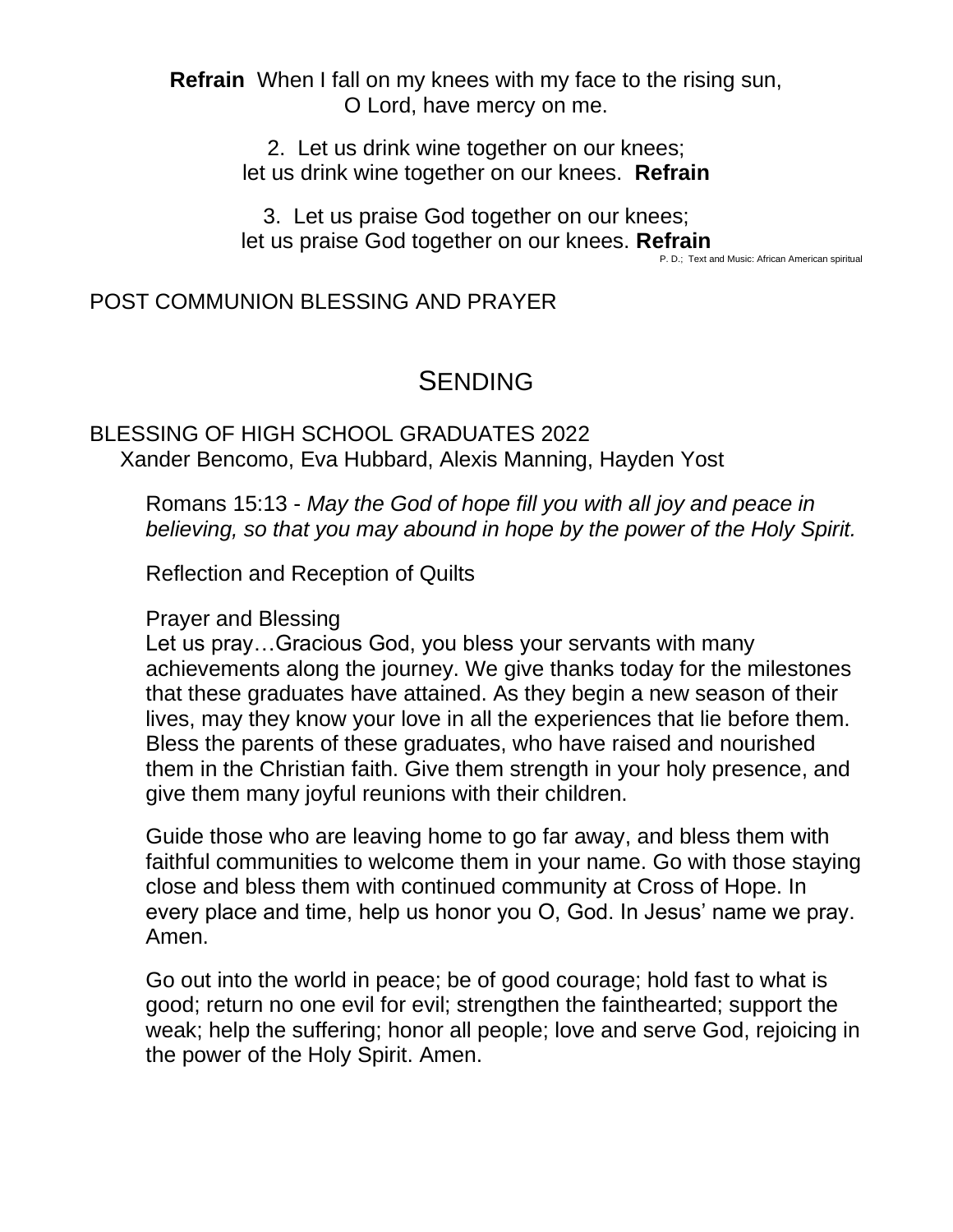**Refrain** When I fall on my knees with my face to the rising sun,
O Lord, have mercy on me.

2. Let us drink wine together on our knees;
let us drink wine together on our knees. **Refrain**

3. Let us praise God together on our knees;
let us praise God together on our knees. **Refrain**

P. D.; Text and Music: African American spiritual

POST COMMUNION BLESSING AND PRAYER

# SENDING

BLESSING OF HIGH SCHOOL GRADUATES 2022
Xander Bencomo, Eva Hubbard, Alexis Manning, Hayden Yost

Romans 15:13 - *May the God of hope fill you with all joy and peace in believing, so that you may abound in hope by the power of the Holy Spirit.*

Reflection and Reception of Quilts

Prayer and Blessing
Let us pray…Gracious God, you bless your servants with many achievements along the journey. We give thanks today for the milestones that these graduates have attained. As they begin a new season of their lives, may they know your love in all the experiences that lie before them. Bless the parents of these graduates, who have raised and nourished them in the Christian faith. Give them strength in your holy presence, and give them many joyful reunions with their children.

Guide those who are leaving home to go far away, and bless them with faithful communities to welcome them in your name. Go with those staying close and bless them with continued community at Cross of Hope. In every place and time, help us honor you O, God. In Jesus' name we pray. Amen.

Go out into the world in peace; be of good courage; hold fast to what is good; return no one evil for evil; strengthen the fainthearted; support the weak; help the suffering; honor all people; love and serve God, rejoicing in the power of the Holy Spirit. Amen.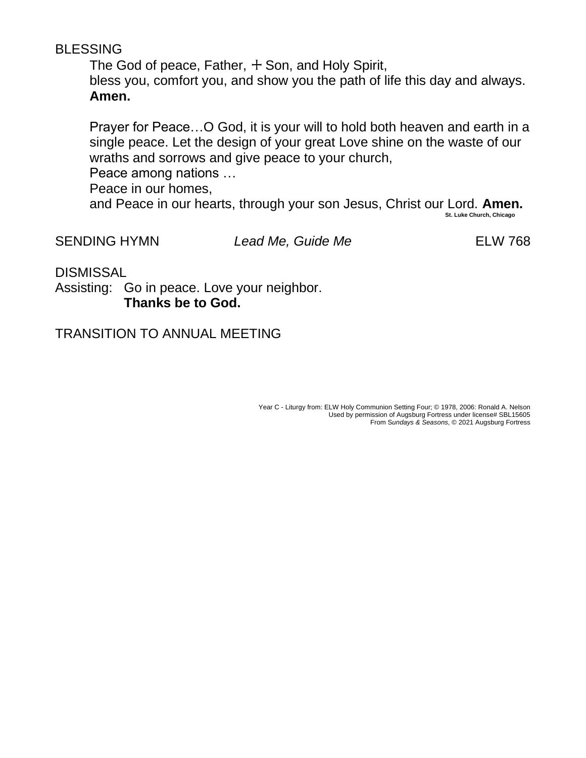BLESSING

The God of peace, Father, ☩ Son, and Holy Spirit,
bless you, comfort you, and show you the path of life this day and always.
**Amen.**

Prayer for Peace…O God, it is your will to hold both heaven and earth in a single peace. Let the design of your great Love shine on the waste of our wraths and sorrows and give peace to your church,
Peace among nations …
Peace in our homes,
and Peace in our hearts, through your son Jesus, Christ our Lord. **Amen.**

**St. Luke Church, Chicago**

SENDING HYMN *Lead Me, Guide Me* ELW 768

DISMISSAL

Assisting: Go in peace. Love your neighbor.
**Thanks be to God.**

TRANSITION TO ANNUAL MEETING

Year C - Liturgy from: ELW Holy Communion Setting Four; © 1978, 2006: Ronald A. Nelson
Used by permission of Augsburg Fortress under license# SBL15605
From *Sundays & Seasons*, © 2021 Augsburg Fortress